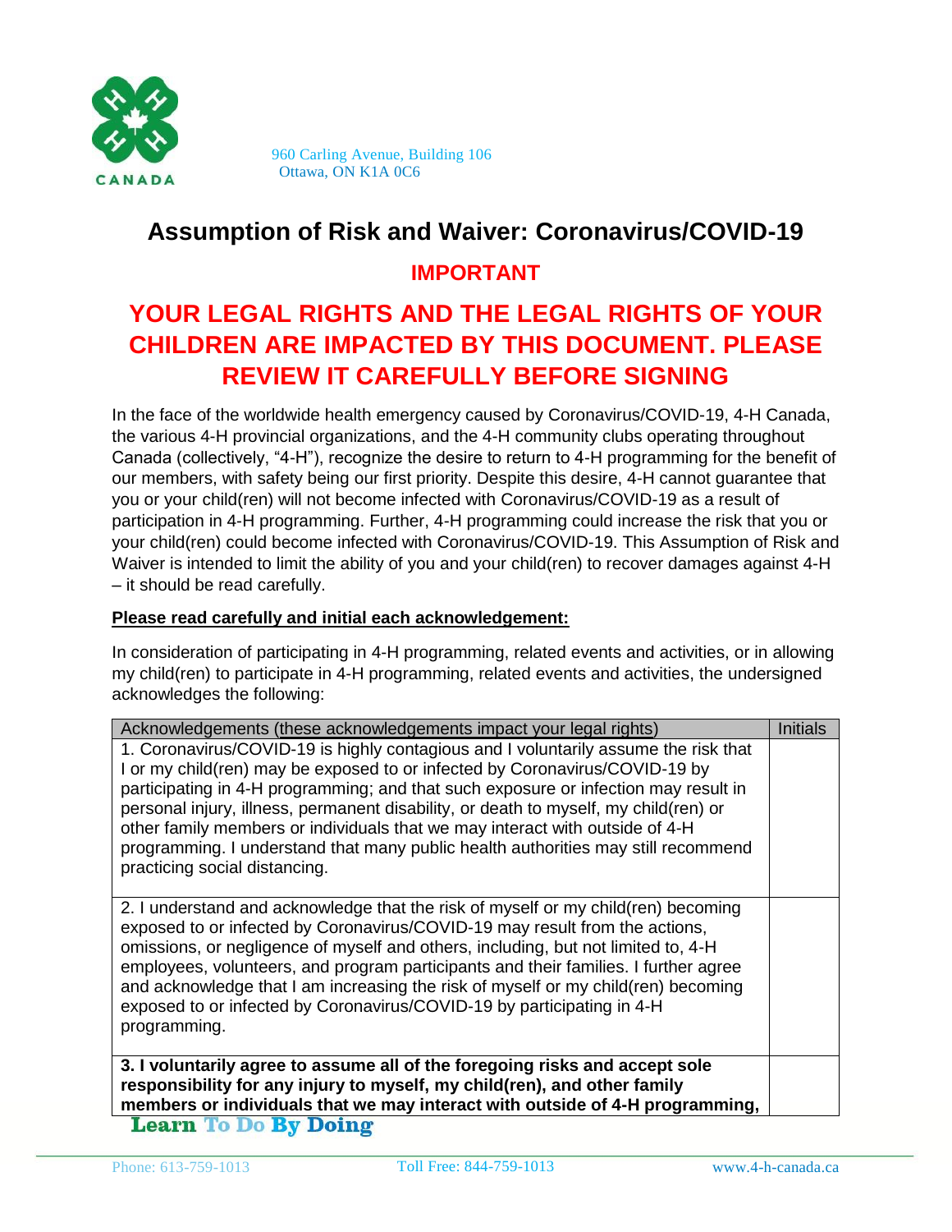960 Carling Avenue, Building 106
Ottawa, ON K1A 0C6

# Assumption of Risk and Waiver: Coronavirus/COVID-19

## IMPORTANT

## YOUR LEGAL RIGHTS AND THE LEGAL RIGHTS OF YOUR CHILDREN ARE IMPACTED BY THIS DOCUMENT. PLEASE REVIEW IT CAREFULLY BEFORE SIGNING

In the face of the worldwide health emergency caused by Coronavirus/COVID-19, 4-H Canada, the various 4-H provincial organizations, and the 4-H community clubs operating throughout Canada (collectively, "4-H"), recognize the desire to return to 4-H programming for the benefit of our members, with safety being our first priority. Despite this desire, 4-H cannot guarantee that you or your child(ren) will not become infected with Coronavirus/COVID-19 as a result of participation in 4-H programming. Further, 4-H programming could increase the risk that you or your child(ren) could become infected with Coronavirus/COVID-19. This Assumption of Risk and Waiver is intended to limit the ability of you and your child(ren) to recover damages against 4-H – it should be read carefully.

**Please read carefully and initial each acknowledgement:**

In consideration of participating in 4-H programming, related events and activities, or in allowing my child(ren) to participate in 4-H programming, related events and activities, the undersigned acknowledges the following:

| Acknowledgements (these acknowledgements impact your legal rights) | Initials |
|---|---|
| 1. Coronavirus/COVID-19 is highly contagious and I voluntarily assume the risk that I or my child(ren) may be exposed to or infected by Coronavirus/COVID-19 by participating in 4-H programming; and that such exposure or infection may result in personal injury, illness, permanent disability, or death to myself, my child(ren) or other family members or individuals that we may interact with outside of 4-H programming. I understand that many public health authorities may still recommend practicing social distancing. | |
| 2. I understand and acknowledge that the risk of myself or my child(ren) becoming exposed to or infected by Coronavirus/COVID-19 may result from the actions, omissions, or negligence of myself and others, including, but not limited to, 4-H employees, volunteers, and program participants and their families. I further agree and acknowledge that I am increasing the risk of myself or my child(ren) becoming exposed to or infected by Coronavirus/COVID-19 by participating in 4-H programming. | |
| **3. I voluntarily agree to assume all of the foregoing risks and accept sole responsibility for any injury to myself, my child(ren), and other family members or individuals that we may interact with outside of 4-H programming,** | |

Learn To Do By Doing

Phone: 613-759-1013 | Toll Free: 844-759-1013 | www.4-h-canada.ca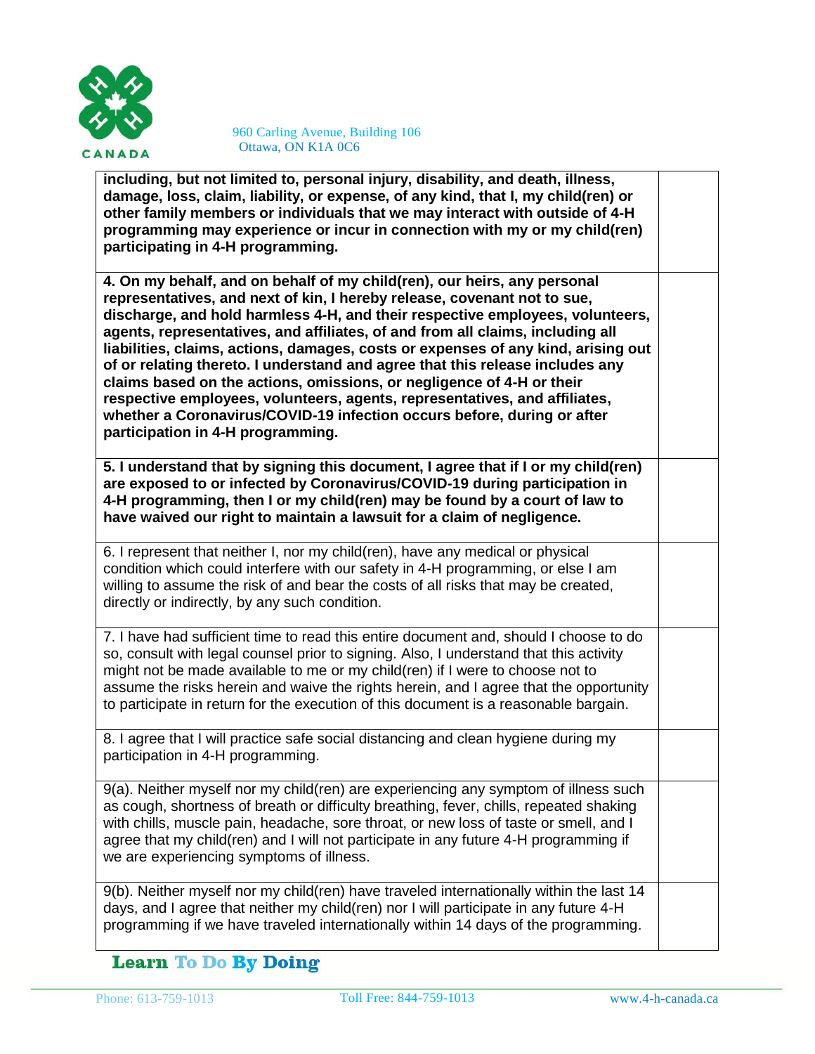| | |
|---|---|
| **including, but not limited to, personal injury, disability, and death, illness, damage, loss, claim, liability, or expense, of any kind, that I, my child(ren) or other family members or individuals that we may interact with outside of 4-H programming may experience or incur in connection with my or my child(ren) participating in 4-H programming.** | |
| **4. On my behalf, and on behalf of my child(ren), our heirs, any personal representatives, and next of kin, I hereby release, covenant not to sue, discharge, and hold harmless 4-H, and their respective employees, volunteers, agents, representatives, and affiliates, of and from all claims, including all liabilities, claims, actions, damages, costs or expenses of any kind, arising out of or relating thereto. I understand and agree that this release includes any claims based on the actions, omissions, or negligence of 4-H or their respective employees, volunteers, agents, representatives, and affiliates, whether a Coronavirus/COVID-19 infection occurs before, during or after participation in 4-H programming.** | |
| **5. I understand that by signing this document, I agree that if I or my child(ren) are exposed to or infected by Coronavirus/COVID-19 during participation in 4-H programming, then I or my child(ren) may be found by a court of law to have waived our right to maintain a lawsuit for a claim of negligence.** | |
| 6. I represent that neither I, nor my child(ren), have any medical or physical condition which could interfere with our safety in 4-H programming, or else I am willing to assume the risk of and bear the costs of all risks that may be created, directly or indirectly, by any such condition. | |
| 7. I have had sufficient time to read this entire document and, should I choose to do so, consult with legal counsel prior to signing. Also, I understand that this activity might not be made available to me or my child(ren) if I were to choose not to assume the risks herein and waive the rights herein, and I agree that the opportunity to participate in return for the execution of this document is a reasonable bargain. | |
| 8. I agree that I will practice safe social distancing and clean hygiene during my participation in 4-H programming. | |
| 9(a). Neither myself nor my child(ren) are experiencing any symptom of illness such as cough, shortness of breath or difficulty breathing, fever, chills, repeated shaking with chills, muscle pain, headache, sore throat, or new loss of taste or smell, and I agree that my child(ren) and I will not participate in any future 4-H programming if we are experiencing symptoms of illness. | |
| 9(b). Neither myself nor my child(ren) have traveled internationally within the last 14 days, and I agree that neither my child(ren) nor I will participate in any future 4-H programming if we have traveled internationally within 14 days of the programming. | |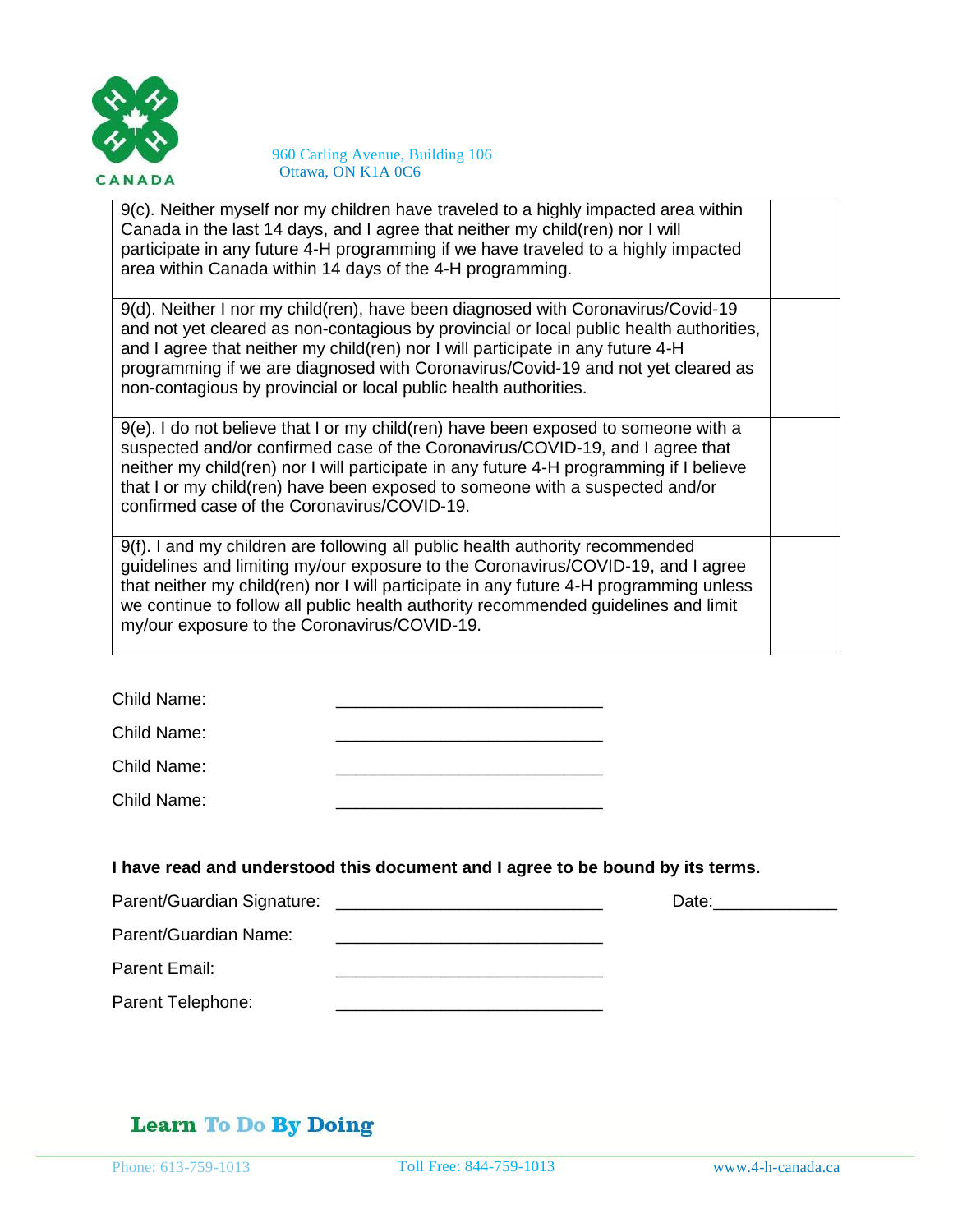960 Carling Avenue, Building 106
Ottawa, ON K1A 0C6

| | |
|---|---|
| 9(c). Neither myself nor my children have traveled to a highly impacted area within Canada in the last 14 days, and I agree that neither my child(ren) nor I will participate in any future 4-H programming if we have traveled to a highly impacted area within Canada within 14 days of the 4-H programming. | |
| 9(d). Neither I nor my child(ren), have been diagnosed with Coronavirus/Covid-19 and not yet cleared as non-contagious by provincial or local public health authorities, and I agree that neither my child(ren) nor I will participate in any future 4-H programming if we are diagnosed with Coronavirus/Covid-19 and not yet cleared as non-contagious by provincial or local public health authorities. | |
| 9(e). I do not believe that I or my child(ren) have been exposed to someone with a suspected and/or confirmed case of the Coronavirus/COVID-19, and I agree that neither my child(ren) nor I will participate in any future 4-H programming if I believe that I or my child(ren) have been exposed to someone with a suspected and/or confirmed case of the Coronavirus/COVID-19. | |
| 9(f). I and my children are following all public health authority recommended guidelines and limiting my/our exposure to the Coronavirus/COVID-19, and I agree that neither my child(ren) nor I will participate in any future 4-H programming unless we continue to follow all public health authority recommended guidelines and limit my/our exposure to the Coronavirus/COVID-19. | |

Child Name: ____________________________

Child Name: ____________________________

Child Name: ____________________________

Child Name: ____________________________

**I have read and understood this document and I agree to be bound by its terms.**

Parent/Guardian Signature: ____________________________ Date:_____________

Parent/Guardian Name: ____________________________

Parent Email: ____________________________

Parent Telephone: ____________________________

**Learn To Do By Doing**

Phone: 613-759-1013 Toll Free: 844-759-1013 www.4-h-canada.ca